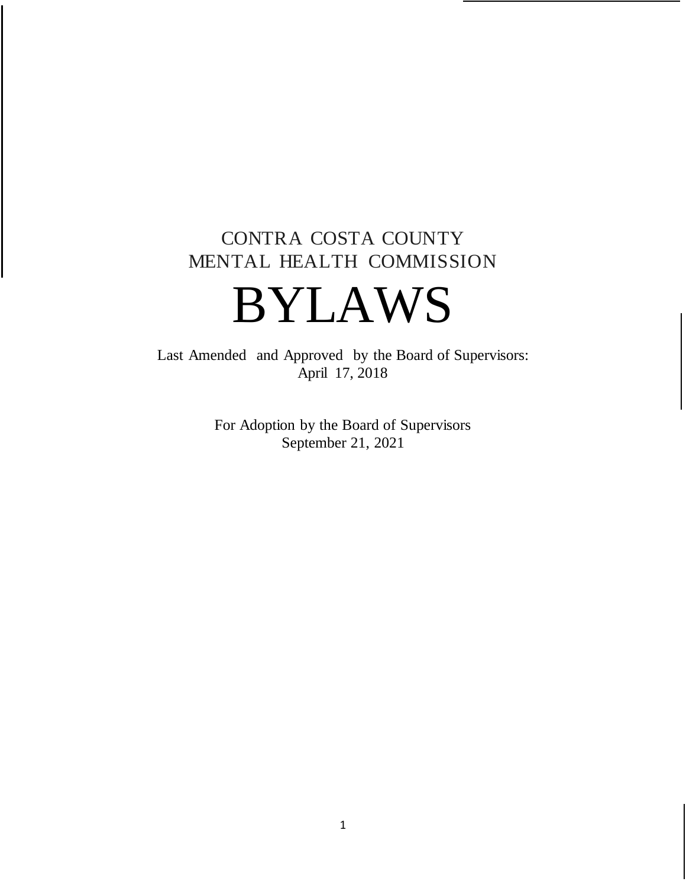# CONTRA COSTA COUNTY
# MENTAL HEALTH COMMISSION

# BYLAWS

Last Amended and Approved by the Board of Supervisors:
April 17, 2018

For Adoption by the Board of Supervisors
September 21, 2021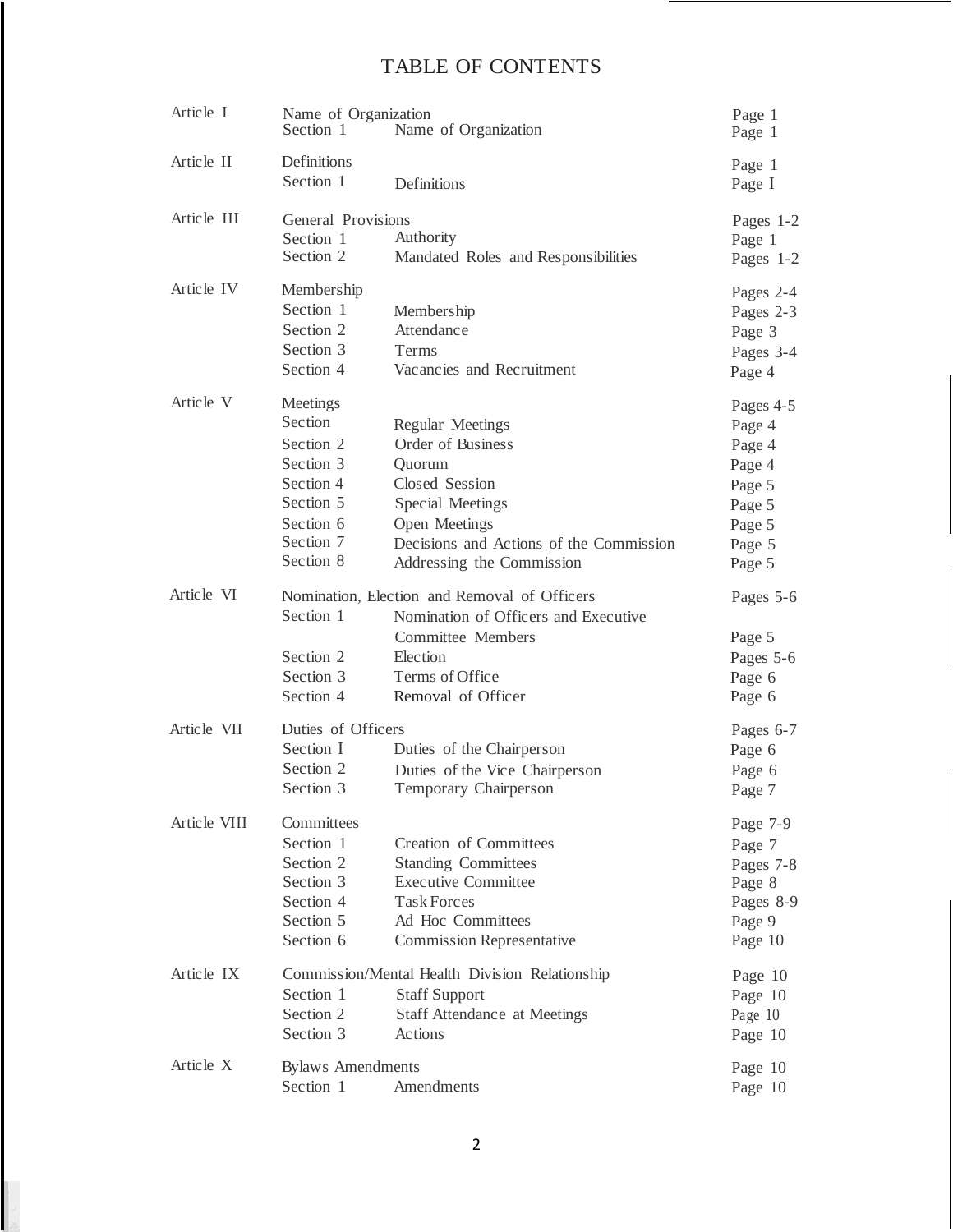# TABLE OF CONTENTS

| | | | |
|---|---|---|---|
| Article I | Name of Organization | | Page 1 |
| | Section 1 | Name of Organization | Page 1 |
| Article II | Definitions | | Page 1 |
| | Section 1 | Definitions | Page I |
| Article III | General Provisions | | Pages 1-2 |
| | Section 1 | Authority | Page 1 |
| | Section 2 | Mandated Roles and Responsibilities | Pages 1-2 |
| Article IV | Membership | | Pages 2-4 |
| | Section 1 | Membership | Pages 2-3 |
| | Section 2 | Attendance | Page 3 |
| | Section 3 | Terms | Pages 3-4 |
| | Section 4 | Vacancies and Recruitment | Page 4 |
| Article V | Meetings | | Pages 4-5 |
| | Section | Regular Meetings | Page 4 |
| | Section 2 | Order of Business | Page 4 |
| | Section 3 | Quorum | Page 4 |
| | Section 4 | Closed Session | Page 5 |
| | Section 5 | Special Meetings | Page 5 |
| | Section 6 | Open Meetings | Page 5 |
| | Section 7 | Decisions and Actions of the Commission | Page 5 |
| | Section 8 | Addressing the Commission | Page 5 |
| Article VI | Nomination, Election and Removal of Officers | | Pages 5-6 |
| | Section 1 | Nomination of Officers and Executive Committee Members | Page 5 |
| | Section 2 | Election | Pages 5-6 |
| | Section 3 | Terms of Office | Page 6 |
| | Section 4 | Removal of Officer | Page 6 |
| Article VII | Duties of Officers | | Pages 6-7 |
| | Section I | Duties of the Chairperson | Page 6 |
| | Section 2 | Duties of the Vice Chairperson | Page 6 |
| | Section 3 | Temporary Chairperson | Page 7 |
| Article VIII | Committees | | Page 7-9 |
| | Section 1 | Creation of Committees | Page 7 |
| | Section 2 | Standing Committees | Pages 7-8 |
| | Section 3 | Executive Committee | Page 8 |
| | Section 4 | Task Forces | Pages 8-9 |
| | Section 5 | Ad Hoc Committees | Page 9 |
| | Section 6 | Commission Representative | Page 10 |
| Article IX | Commission/Mental Health Division Relationship | | Page 10 |
| | Section 1 | Staff Support | Page 10 |
| | Section 2 | Staff Attendance at Meetings | Page 10 |
| | Section 3 | Actions | Page 10 |
| Article X | Bylaws Amendments | | Page 10 |
| | Section 1 | Amendments | Page 10 |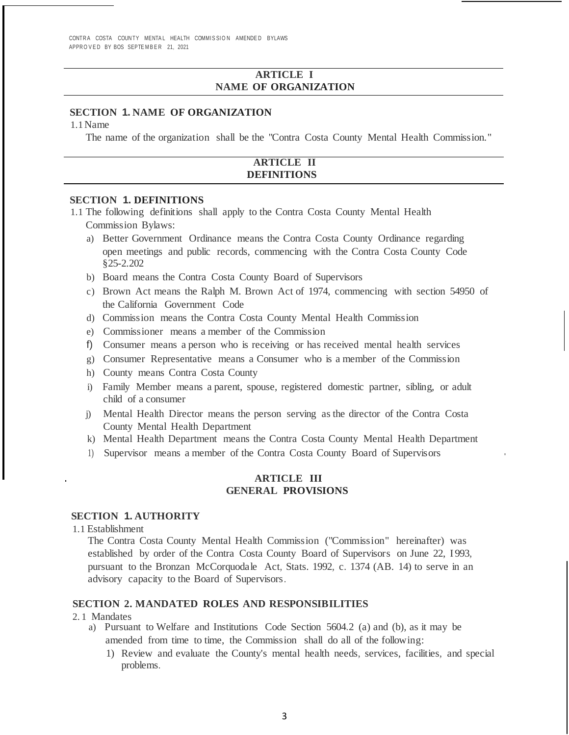CONTRA COSTA COUNTY MENTAL HEALTH COMMISSION AMENDED BYLAWS
APPROVED BY BOS SEPTEMBER 21, 2021

## ARTICLE I
## NAME OF ORGANIZATION

### SECTION 1. NAME OF ORGANIZATION

1.1 Name

The name of the organization shall be the "Contra Costa County Mental Health Commission."

## ARTICLE II
## DEFINITIONS

### SECTION 1. DEFINITIONS

1.1 The following definitions shall apply to the Contra Costa County Mental Health Commission Bylaws:

a) Better Government Ordinance means the Contra Costa County Ordinance regarding open meetings and public records, commencing with the Contra Costa County Code §25-2.202
b) Board means the Contra Costa County Board of Supervisors
c) Brown Act means the Ralph M. Brown Act of 1974, commencing with section 54950 of the California Government Code
d) Commission means the Contra Costa County Mental Health Commission
e) Commissioner means a member of the Commission
f) Consumer means a person who is receiving or has received mental health services
g) Consumer Representative means a Consumer who is a member of the Commission
h) County means Contra Costa County
i) Family Member means a parent, spouse, registered domestic partner, sibling, or adult child of a consumer
j) Mental Health Director means the person serving as the director of the Contra Costa County Mental Health Department
k) Mental Health Department means the Contra Costa County Mental Health Department
l) Supervisor means a member of the Contra Costa County Board of Supervisors

## ARTICLE III
## GENERAL PROVISIONS

### SECTION 1. AUTHORITY

1.1 Establishment

The Contra Costa County Mental Health Commission ("Commission" hereinafter) was established by order of the Contra Costa County Board of Supervisors on June 22, 1993, pursuant to the Bronzan McCorquodale Act, Stats. 1992, c. 1374 (AB. 14) to serve in an advisory capacity to the Board of Supervisors.

### SECTION 2. MANDATED ROLES AND RESPONSIBILITIES

2.1 Mandates

a) Pursuant to Welfare and Institutions Code Section 5604.2 (a) and (b), as it may be amended from time to time, the Commission shall do all of the following:
   1) Review and evaluate the County's mental health needs, services, facilities, and special problems.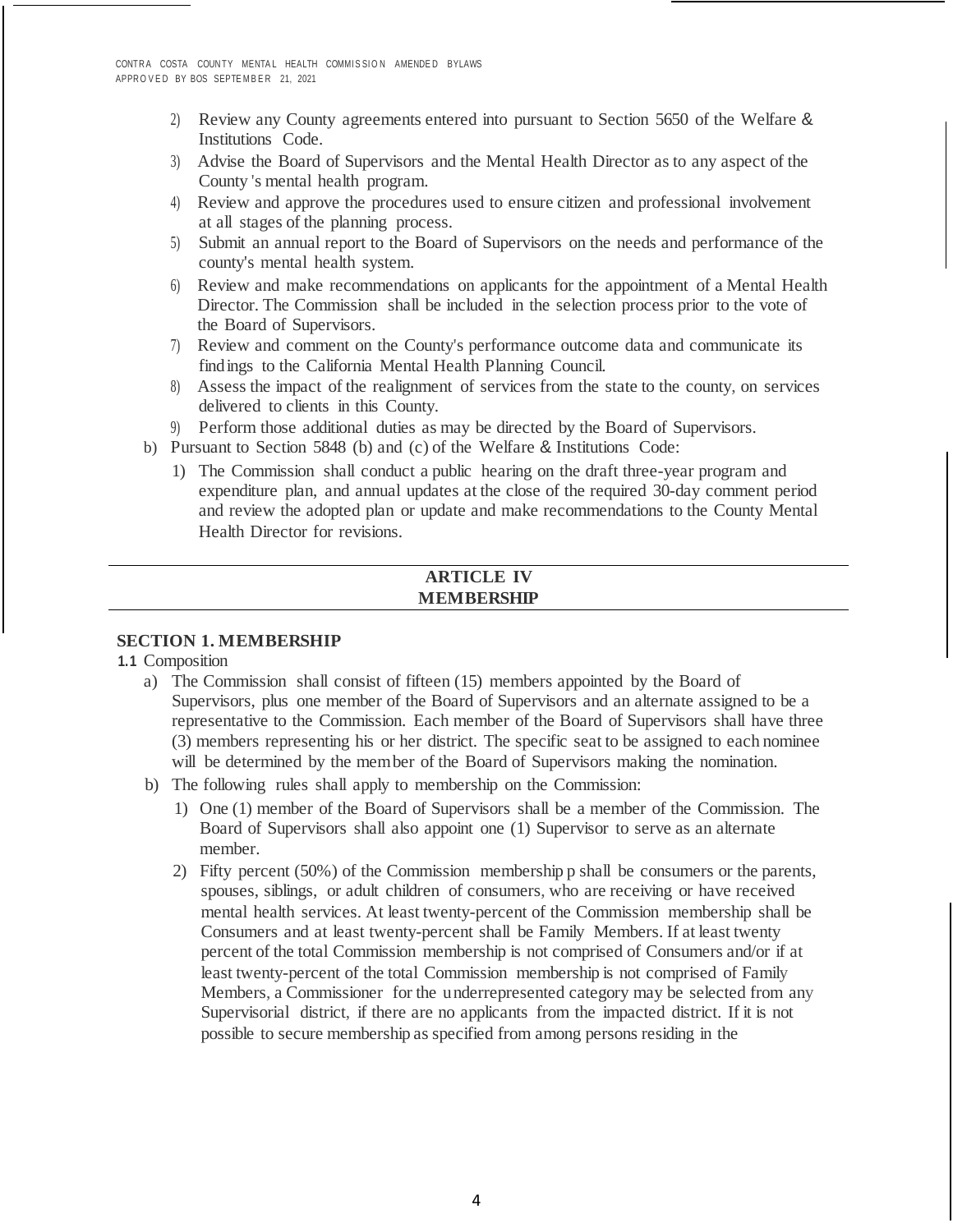2) Review any County agreements entered into pursuant to Section 5650 of the Welfare & Institutions Code.
3) Advise the Board of Supervisors and the Mental Health Director as to any aspect of the County's mental health program.
4) Review and approve the procedures used to ensure citizen and professional involvement at all stages of the planning process.
5) Submit an annual report to the Board of Supervisors on the needs and performance of the county's mental health system.
6) Review and make recommendations on applicants for the appointment of a Mental Health Director. The Commission shall be included in the selection process prior to the vote of the Board of Supervisors.
7) Review and comment on the County's performance outcome data and communicate its findings to the California Mental Health Planning Council.
8) Assess the impact of the realignment of services from the state to the county, on services delivered to clients in this County.
9) Perform those additional duties as may be directed by the Board of Supervisors.

b) Pursuant to Section 5848 (b) and (c) of the Welfare & Institutions Code:
   1) The Commission shall conduct a public hearing on the draft three-year program and expenditure plan, and annual updates at the close of the required 30-day comment period and review the adopted plan or update and make recommendations to the County Mental Health Director for revisions.

## ARTICLE IV
## MEMBERSHIP

### SECTION 1. MEMBERSHIP

**1.1** Composition

a) The Commission shall consist of fifteen (15) members appointed by the Board of Supervisors, plus one member of the Board of Supervisors and an alternate assigned to be a representative to the Commission. Each member of the Board of Supervisors shall have three (3) members representing his or her district. The specific seat to be assigned to each nominee will be determined by the member of the Board of Supervisors making the nomination.

b) The following rules shall apply to membership on the Commission:
   1) One (1) member of the Board of Supervisors shall be a member of the Commission. The Board of Supervisors shall also appoint one (1) Supervisor to serve as an alternate member.
   2) Fifty percent (50%) of the Commission membership shall be consumers or the parents, spouses, siblings, or adult children of consumers, who are receiving or have received mental health services. At least twenty-percent of the Commission membership shall be Consumers and at least twenty-percent shall be Family Members. If at least twenty percent of the total Commission membership is not comprised of Consumers and/or if at least twenty-percent of the total Commission membership is not comprised of Family Members, a Commissioner for the underrepresented category may be selected from any Supervisorial district, if there are no applicants from the impacted district. If it is not possible to secure membership as specified from among persons residing in the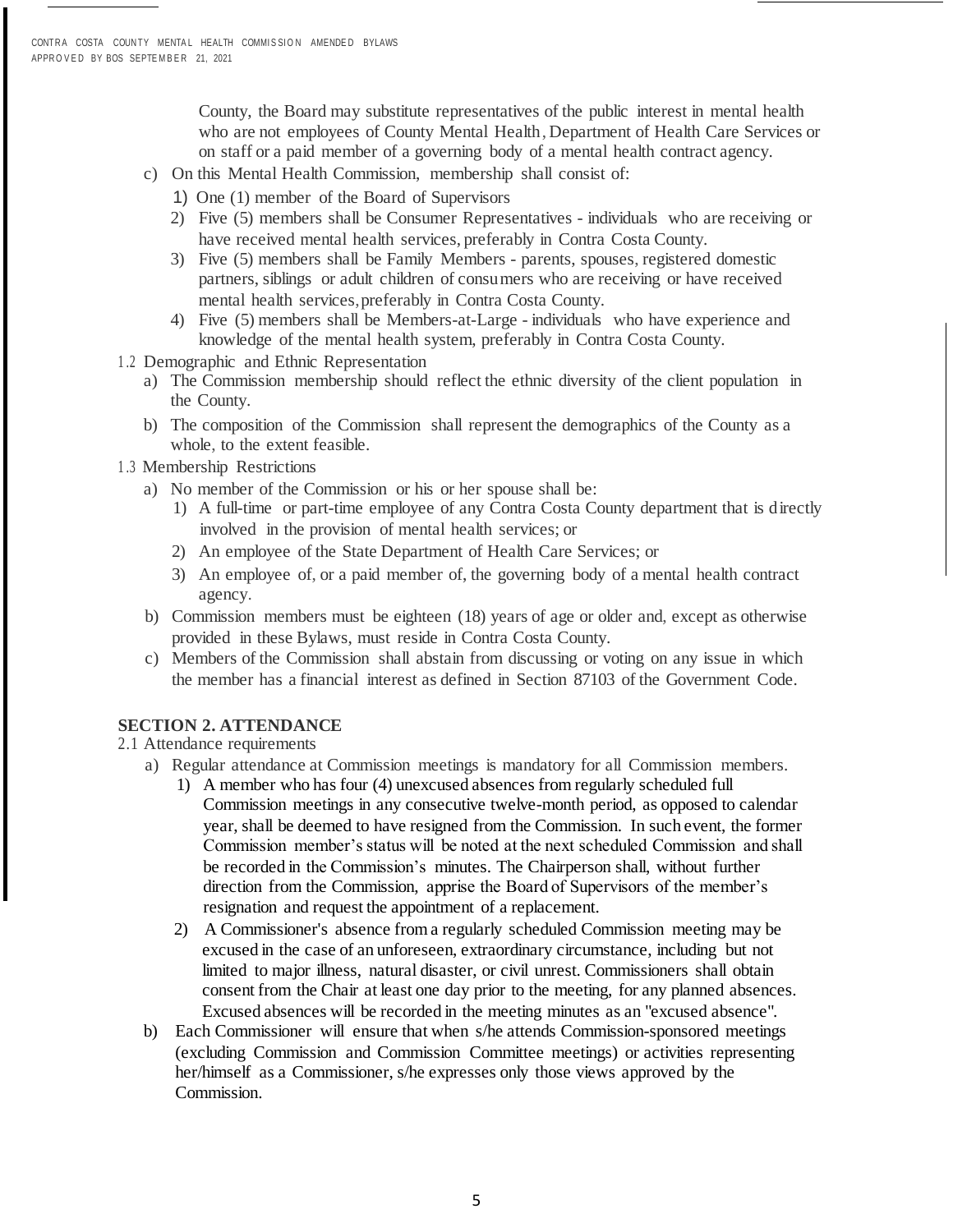County, the Board may substitute representatives of the public interest in mental health who are not employees of County Mental Health, Department of Health Care Services or on staff or a paid member of a governing body of a mental health contract agency.

c) On this Mental Health Commission, membership shall consist of:
   1) One (1) member of the Board of Supervisors
   2) Five (5) members shall be Consumer Representatives - individuals who are receiving or have received mental health services, preferably in Contra Costa County.
   3) Five (5) members shall be Family Members - parents, spouses, registered domestic partners, siblings or adult children of consumers who are receiving or have received mental health services, preferably in Contra Costa County.
   4) Five (5) members shall be Members-at-Large - individuals who have experience and knowledge of the mental health system, preferably in Contra Costa County.

1.2 Demographic and Ethnic Representation

a) The Commission membership should reflect the ethnic diversity of the client population in the County.

b) The composition of the Commission shall represent the demographics of the County as a whole, to the extent feasible.

1.3 Membership Restrictions

a) No member of the Commission or his or her spouse shall be:
   1) A full-time or part-time employee of any Contra Costa County department that is directly involved in the provision of mental health services; or
   2) An employee of the State Department of Health Care Services; or
   3) An employee of, or a paid member of, the governing body of a mental health contract agency.

b) Commission members must be eighteen (18) years of age or older and, except as otherwise provided in these Bylaws, must reside in Contra Costa County.

c) Members of the Commission shall abstain from discussing or voting on any issue in which the member has a financial interest as defined in Section 87103 of the Government Code.

## SECTION 2. ATTENDANCE

2.1 Attendance requirements

a) Regular attendance at Commission meetings is mandatory for all Commission members.
   1) A member who has four (4) unexcused absences from regularly scheduled full Commission meetings in any consecutive twelve-month period, as opposed to calendar year, shall be deemed to have resigned from the Commission. In such event, the former Commission member's status will be noted at the next scheduled Commission and shall be recorded in the Commission's minutes. The Chairperson shall, without further direction from the Commission, apprise the Board of Supervisors of the member's resignation and request the appointment of a replacement.
   2) A Commissioner's absence from a regularly scheduled Commission meeting may be excused in the case of an unforeseen, extraordinary circumstance, including but not limited to major illness, natural disaster, or civil unrest. Commissioners shall obtain consent from the Chair at least one day prior to the meeting, for any planned absences. Excused absences will be recorded in the meeting minutes as an "excused absence".

b) Each Commissioner will ensure that when s/he attends Commission-sponsored meetings (excluding Commission and Commission Committee meetings) or activities representing her/himself as a Commissioner, s/he expresses only those views approved by the Commission.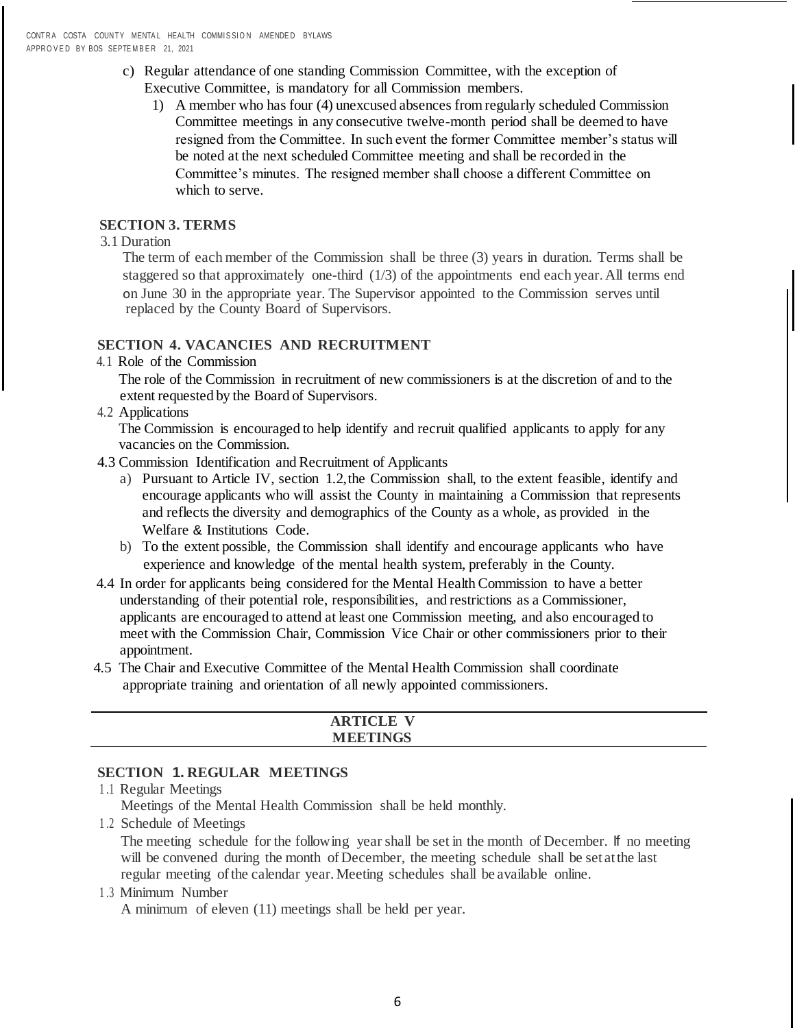c) Regular attendance of one standing Commission Committee, with the exception of Executive Committee, is mandatory for all Commission members.

   1) A member who has four (4) unexcused absences from regularly scheduled Commission Committee meetings in any consecutive twelve-month period shall be deemed to have resigned from the Committee. In such event the former Committee member's status will be noted at the next scheduled Committee meeting and shall be recorded in the Committee's minutes. The resigned member shall choose a different Committee on which to serve.

### SECTION 3. TERMS

3.1 Duration

The term of each member of the Commission shall be three (3) years in duration. Terms shall be staggered so that approximately one-third (1/3) of the appointments end each year. All terms end on June 30 in the appropriate year. The Supervisor appointed to the Commission serves until replaced by the County Board of Supervisors.

### SECTION 4. VACANCIES AND RECRUITMENT

4.1 Role of the Commission

The role of the Commission in recruitment of new commissioners is at the discretion of and to the extent requested by the Board of Supervisors.

4.2 Applications

The Commission is encouraged to help identify and recruit qualified applicants to apply for any vacancies on the Commission.

4.3 Commission Identification and Recruitment of Applicants

a) Pursuant to Article IV, section 1.2, the Commission shall, to the extent feasible, identify and encourage applicants who will assist the County in maintaining a Commission that represents and reflects the diversity and demographics of the County as a whole, as provided in the Welfare & Institutions Code.

b) To the extent possible, the Commission shall identify and encourage applicants who have experience and knowledge of the mental health system, preferably in the County.

4.4 In order for applicants being considered for the Mental Health Commission to have a better understanding of their potential role, responsibilities, and restrictions as a Commissioner, applicants are encouraged to attend at least one Commission meeting, and also encouraged to meet with the Commission Chair, Commission Vice Chair or other commissioners prior to their appointment.

4.5 The Chair and Executive Committee of the Mental Health Commission shall coordinate appropriate training and orientation of all newly appointed commissioners.

## ARTICLE V
## MEETINGS

### SECTION 1. REGULAR MEETINGS

1.1 Regular Meetings

Meetings of the Mental Health Commission shall be held monthly.

1.2 Schedule of Meetings

The meeting schedule for the following year shall be set in the month of December. If no meeting will be convened during the month of December, the meeting schedule shall be set at the last regular meeting of the calendar year. Meeting schedules shall be available online.

1.3 Minimum Number

A minimum of eleven (11) meetings shall be held per year.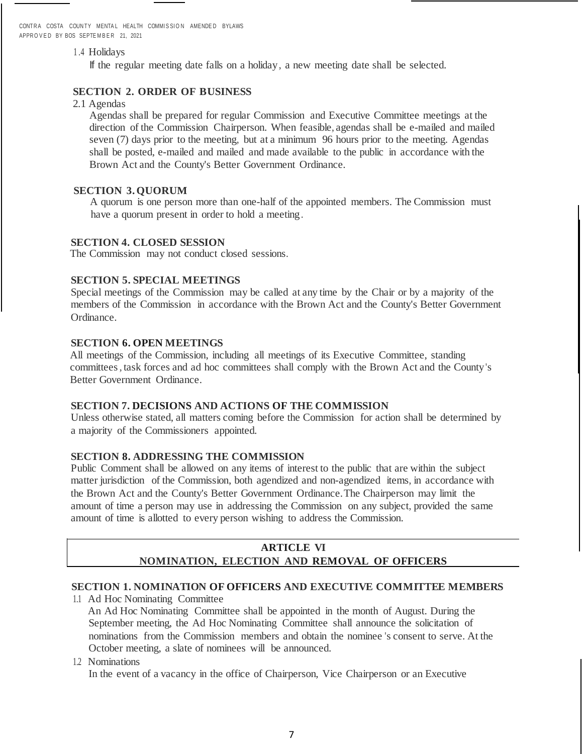1.4 Holidays

If the regular meeting date falls on a holiday, a new meeting date shall be selected.

**SECTION 2. ORDER OF BUSINESS**

2.1 Agendas

Agendas shall be prepared for regular Commission and Executive Committee meetings at the direction of the Commission Chairperson. When feasible, agendas shall be e-mailed and mailed seven (7) days prior to the meeting, but at a minimum 96 hours prior to the meeting. Agendas shall be posted, e-mailed and mailed and made available to the public in accordance with the Brown Act and the County's Better Government Ordinance.

**SECTION 3. QUORUM**

A quorum is one person more than one-half of the appointed members. The Commission must have a quorum present in order to hold a meeting.

**SECTION 4. CLOSED SESSION**

The Commission may not conduct closed sessions.

**SECTION 5. SPECIAL MEETINGS**

Special meetings of the Commission may be called at any time by the Chair or by a majority of the members of the Commission in accordance with the Brown Act and the County's Better Government Ordinance.

**SECTION 6. OPEN MEETINGS**

All meetings of the Commission, including all meetings of its Executive Committee, standing committees, task forces and ad hoc committees shall comply with the Brown Act and the County's Better Government Ordinance.

**SECTION 7. DECISIONS AND ACTIONS OF THE COMMISSION**

Unless otherwise stated, all matters coming before the Commission for action shall be determined by a majority of the Commissioners appointed.

**SECTION 8. ADDRESSING THE COMMISSION**

Public Comment shall be allowed on any items of interest to the public that are within the subject matter jurisdiction of the Commission, both agendized and non-agendized items, in accordance with the Brown Act and the County's Better Government Ordinance. The Chairperson may limit the amount of time a person may use in addressing the Commission on any subject, provided the same amount of time is allotted to every person wishing to address the Commission.

## ARTICLE VI
## NOMINATION, ELECTION AND REMOVAL OF OFFICERS

**SECTION 1. NOMINATION OF OFFICERS AND EXECUTIVE COMMITTEE MEMBERS**

1.1 Ad Hoc Nominating Committee

An Ad Hoc Nominating Committee shall be appointed in the month of August. During the September meeting, the Ad Hoc Nominating Committee shall announce the solicitation of nominations from the Commission members and obtain the nominee's consent to serve. At the October meeting, a slate of nominees will be announced.

1.2 Nominations

In the event of a vacancy in the office of Chairperson, Vice Chairperson or an Executive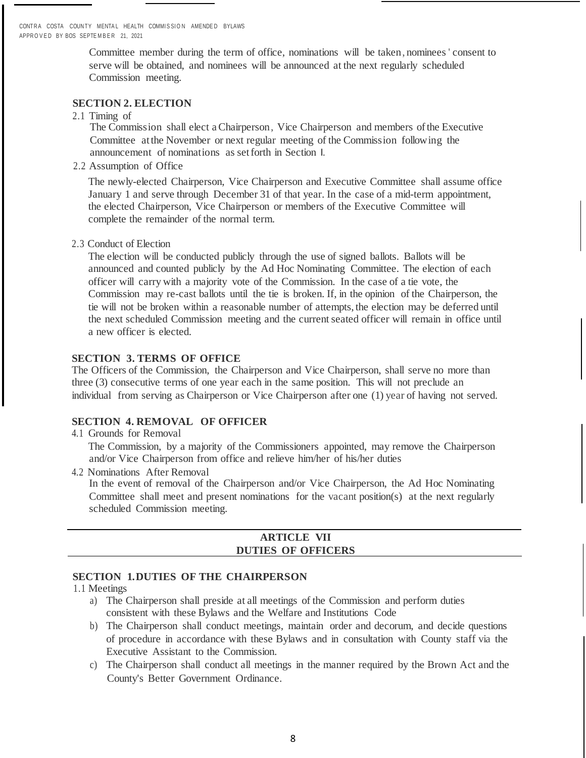Committee member during the term of office, nominations will be taken, nominees' consent to serve will be obtained, and nominees will be announced at the next regularly scheduled Commission meeting.

**SECTION 2. ELECTION**

2.1 Timing of

The Commission shall elect a Chairperson, Vice Chairperson and members of the Executive Committee at the November or next regular meeting of the Commission following the announcement of nominations as set forth in Section I.

2.2 Assumption of Office

The newly-elected Chairperson, Vice Chairperson and Executive Committee shall assume office January 1 and serve through December 31 of that year. In the case of a mid-term appointment, the elected Chairperson, Vice Chairperson or members of the Executive Committee will complete the remainder of the normal term.

2.3 Conduct of Election

The election will be conducted publicly through the use of signed ballots. Ballots will be announced and counted publicly by the Ad Hoc Nominating Committee. The election of each officer will carry with a majority vote of the Commission. In the case of a tie vote, the Commission may re-cast ballots until the tie is broken. If, in the opinion of the Chairperson, the tie will not be broken within a reasonable number of attempts, the election may be deferred until the next scheduled Commission meeting and the current seated officer will remain in office until a new officer is elected.

**SECTION 3. TERMS OF OFFICE**

The Officers of the Commission, the Chairperson and Vice Chairperson, shall serve no more than three (3) consecutive terms of one year each in the same position. This will not preclude an individual from serving as Chairperson or Vice Chairperson after one (1) year of having not served.

**SECTION 4. REMOVAL OF OFFICER**

4.1 Grounds for Removal

The Commission, by a majority of the Commissioners appointed, may remove the Chairperson and/or Vice Chairperson from office and relieve him/her of his/her duties

4.2 Nominations After Removal

In the event of removal of the Chairperson and/or Vice Chairperson, the Ad Hoc Nominating Committee shall meet and present nominations for the vacant position(s) at the next regularly scheduled Commission meeting.

## ARTICLE VII
## DUTIES OF OFFICERS

**SECTION 1. DUTIES OF THE CHAIRPERSON**

1.1 Meetings

a) The Chairperson shall preside at all meetings of the Commission and perform duties consistent with these Bylaws and the Welfare and Institutions Code
b) The Chairperson shall conduct meetings, maintain order and decorum, and decide questions of procedure in accordance with these Bylaws and in consultation with County staff via the Executive Assistant to the Commission.
c) The Chairperson shall conduct all meetings in the manner required by the Brown Act and the County's Better Government Ordinance.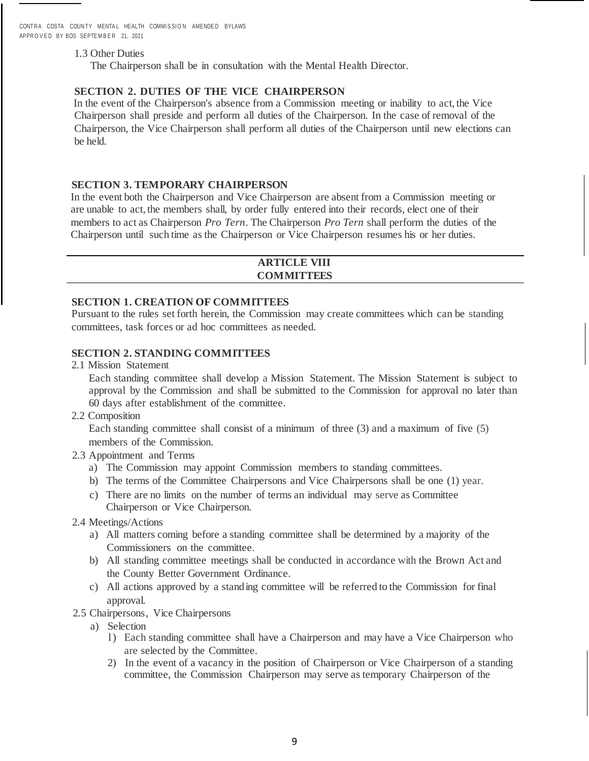1.3 Other Duties

The Chairperson shall be in consultation with the Mental Health Director.

**SECTION 2. DUTIES OF THE VICE CHAIRPERSON**

In the event of the Chairperson's absence from a Commission meeting or inability to act, the Vice Chairperson shall preside and perform all duties of the Chairperson. In the case of removal of the Chairperson, the Vice Chairperson shall perform all duties of the Chairperson until new elections can be held.

**SECTION 3. TEMPORARY CHAIRPERSON**

In the event both the Chairperson and Vice Chairperson are absent from a Commission meeting or are unable to act, the members shall, by order fully entered into their records, elect one of their members to act as Chairperson *Pro Tern*. The Chairperson *Pro Tern* shall perform the duties of the Chairperson until such time as the Chairperson or Vice Chairperson resumes his or her duties.

## ARTICLE VIII
## COMMITTEES

**SECTION 1. CREATION OF COMMITTEES**

Pursuant to the rules set forth herein, the Commission may create committees which can be standing committees, task forces or ad hoc committees as needed.

**SECTION 2. STANDING COMMITTEES**

2.1 Mission Statement

Each standing committee shall develop a Mission Statement. The Mission Statement is subject to approval by the Commission and shall be submitted to the Commission for approval no later than 60 days after establishment of the committee.

2.2 Composition

Each standing committee shall consist of a minimum of three (3) and a maximum of five (5) members of the Commission.

2.3 Appointment and Terms

a) The Commission may appoint Commission members to standing committees.
b) The terms of the Committee Chairpersons and Vice Chairpersons shall be one (1) year.
c) There are no limits on the number of terms an individual may serve as Committee Chairperson or Vice Chairperson.

2.4 Meetings/Actions

a) All matters coming before a standing committee shall be determined by a majority of the Commissioners on the committee.
b) All standing committee meetings shall be conducted in accordance with the Brown Act and the County Better Government Ordinance.
c) All actions approved by a standing committee will be referred to the Commission for final approval.

2.5 Chairpersons, Vice Chairpersons

a) Selection
   1) Each standing committee shall have a Chairperson and may have a Vice Chairperson who are selected by the Committee.
   2) In the event of a vacancy in the position of Chairperson or Vice Chairperson of a standing committee, the Commission Chairperson may serve as temporary Chairperson of the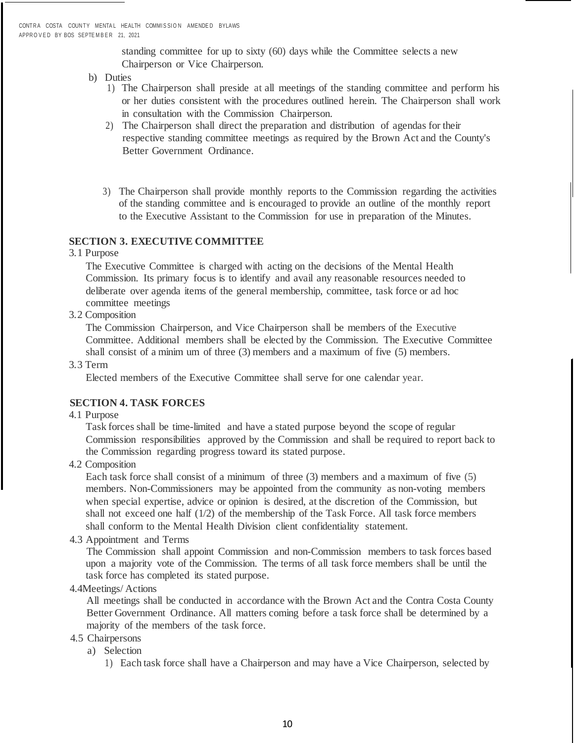standing committee for up to sixty (60) days while the Committee selects a new Chairperson or Vice Chairperson.

b) Duties

1) The Chairperson shall preside at all meetings of the standing committee and perform his or her duties consistent with the procedures outlined herein. The Chairperson shall work in consultation with the Commission Chairperson.

2) The Chairperson shall direct the preparation and distribution of agendas for their respective standing committee meetings as required by the Brown Act and the County's Better Government Ordinance.

3) The Chairperson shall provide monthly reports to the Commission regarding the activities of the standing committee and is encouraged to provide an outline of the monthly report to the Executive Assistant to the Commission for use in preparation of the Minutes.

**SECTION 3. EXECUTIVE COMMITTEE**

3.1 Purpose

The Executive Committee is charged with acting on the decisions of the Mental Health Commission. Its primary focus is to identify and avail any reasonable resources needed to deliberate over agenda items of the general membership, committee, task force or ad hoc committee meetings

3.2 Composition

The Commission Chairperson, and Vice Chairperson shall be members of the Executive Committee. Additional members shall be elected by the Commission. The Executive Committee shall consist of a minimum of three (3) members and a maximum of five (5) members.

3.3 Term

Elected members of the Executive Committee shall serve for one calendar year.

**SECTION 4. TASK FORCES**

4.1 Purpose

Task forces shall be time-limited and have a stated purpose beyond the scope of regular Commission responsibilities approved by the Commission and shall be required to report back to the Commission regarding progress toward its stated purpose.

4.2 Composition

Each task force shall consist of a minimum of three (3) members and a maximum of five (5) members. Non-Commissioners may be appointed from the community as non-voting members when special expertise, advice or opinion is desired, at the discretion of the Commission, but shall not exceed one half (1/2) of the membership of the Task Force. All task force members shall conform to the Mental Health Division client confidentiality statement.

4.3 Appointment and Terms

The Commission shall appoint Commission and non-Commission members to task forces based upon a majority vote of the Commission. The terms of all task force members shall be until the task force has completed its stated purpose.

4.4 Meetings/ Actions

All meetings shall be conducted in accordance with the Brown Act and the Contra Costa County Better Government Ordinance. All matters coming before a task force shall be determined by a majority of the members of the task force.

4.5 Chairpersons

a) Selection

1) Each task force shall have a Chairperson and may have a Vice Chairperson, selected by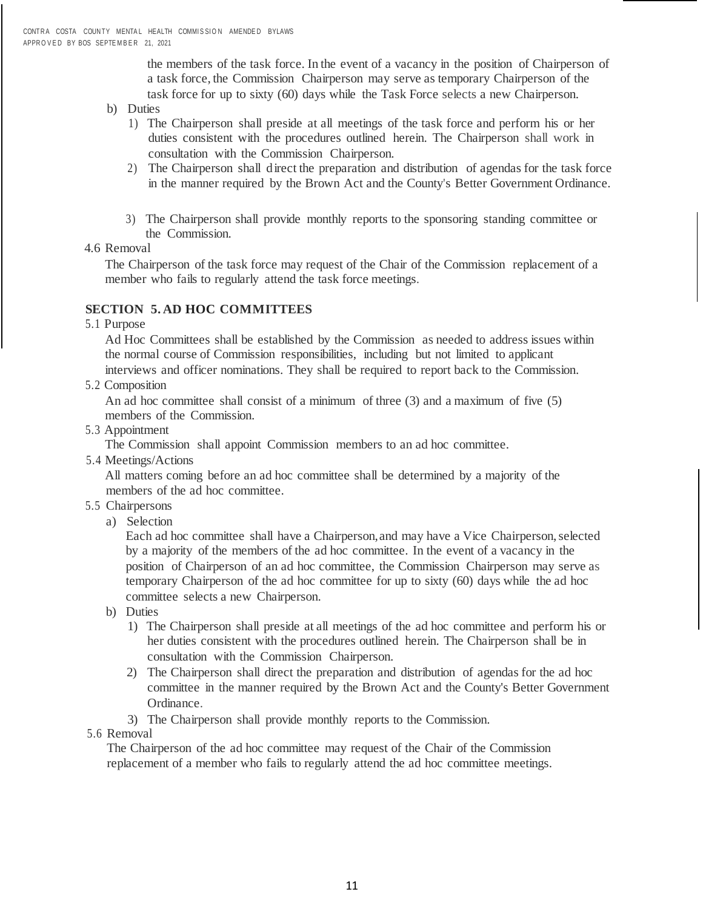the members of the task force. In the event of a vacancy in the position of Chairperson of a task force, the Commission Chairperson may serve as temporary Chairperson of the task force for up to sixty (60) days while the Task Force selects a new Chairperson.

b) Duties

1) The Chairperson shall preside at all meetings of the task force and perform his or her duties consistent with the procedures outlined herein. The Chairperson shall work in consultation with the Commission Chairperson.

2) The Chairperson shall direct the preparation and distribution of agendas for the task force in the manner required by the Brown Act and the County's Better Government Ordinance.

3) The Chairperson shall provide monthly reports to the sponsoring standing committee or the Commission.

4.6 Removal

The Chairperson of the task force may request of the Chair of the Commission replacement of a member who fails to regularly attend the task force meetings.

## SECTION 5. AD HOC COMMITTEES

5.1 Purpose

Ad Hoc Committees shall be established by the Commission as needed to address issues within the normal course of Commission responsibilities, including but not limited to applicant interviews and officer nominations. They shall be required to report back to the Commission.

5.2 Composition

An ad hoc committee shall consist of a minimum of three (3) and a maximum of five (5) members of the Commission.

5.3 Appointment

The Commission shall appoint Commission members to an ad hoc committee.

5.4 Meetings/Actions

All matters coming before an ad hoc committee shall be determined by a majority of the members of the ad hoc committee.

5.5 Chairpersons

a) Selection

Each ad hoc committee shall have a Chairperson, and may have a Vice Chairperson, selected by a majority of the members of the ad hoc committee. In the event of a vacancy in the position of Chairperson of an ad hoc committee, the Commission Chairperson may serve as temporary Chairperson of the ad hoc committee for up to sixty (60) days while the ad hoc committee selects a new Chairperson.

b) Duties

1) The Chairperson shall preside at all meetings of the ad hoc committee and perform his or her duties consistent with the procedures outlined herein. The Chairperson shall be in consultation with the Commission Chairperson.

2) The Chairperson shall direct the preparation and distribution of agendas for the ad hoc committee in the manner required by the Brown Act and the County's Better Government Ordinance.

3) The Chairperson shall provide monthly reports to the Commission.

5.6 Removal

The Chairperson of the ad hoc committee may request of the Chair of the Commission replacement of a member who fails to regularly attend the ad hoc committee meetings.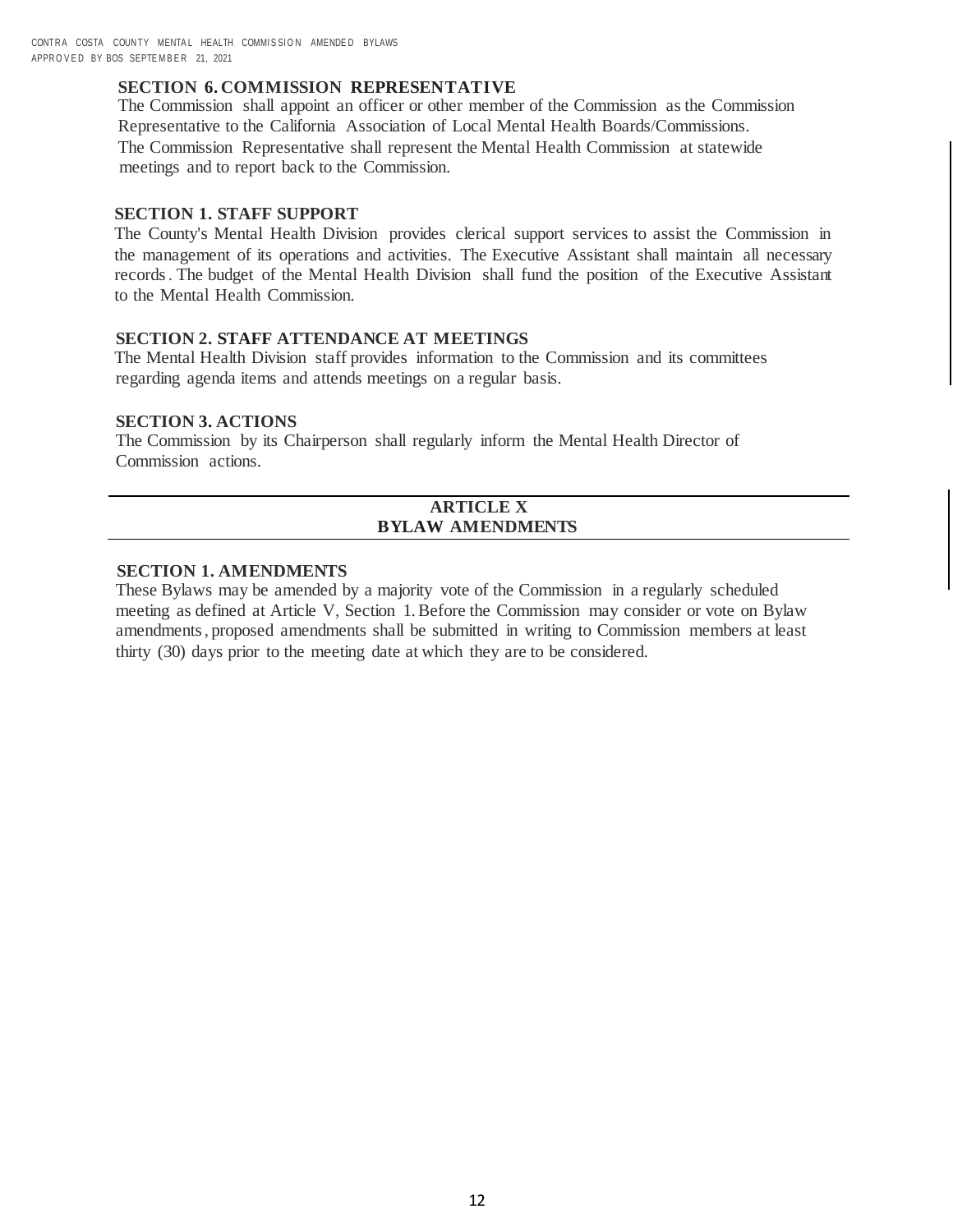### SECTION 6. COMMISSION REPRESENTATIVE

The Commission shall appoint an officer or other member of the Commission as the Commission Representative to the California Association of Local Mental Health Boards/Commissions. The Commission Representative shall represent the Mental Health Commission at statewide meetings and to report back to the Commission.

### SECTION 1. STAFF SUPPORT

The County's Mental Health Division provides clerical support services to assist the Commission in the management of its operations and activities. The Executive Assistant shall maintain all necessary records. The budget of the Mental Health Division shall fund the position of the Executive Assistant to the Mental Health Commission.

### SECTION 2. STAFF ATTENDANCE AT MEETINGS

The Mental Health Division staff provides information to the Commission and its committees regarding agenda items and attends meetings on a regular basis.

### SECTION 3. ACTIONS

The Commission by its Chairperson shall regularly inform the Mental Health Director of Commission actions.

## ARTICLE X
## BYLAW AMENDMENTS

### SECTION 1. AMENDMENTS

These Bylaws may be amended by a majority vote of the Commission in a regularly scheduled meeting as defined at Article V, Section 1. Before the Commission may consider or vote on Bylaw amendments, proposed amendments shall be submitted in writing to Commission members at least thirty (30) days prior to the meeting date at which they are to be considered.